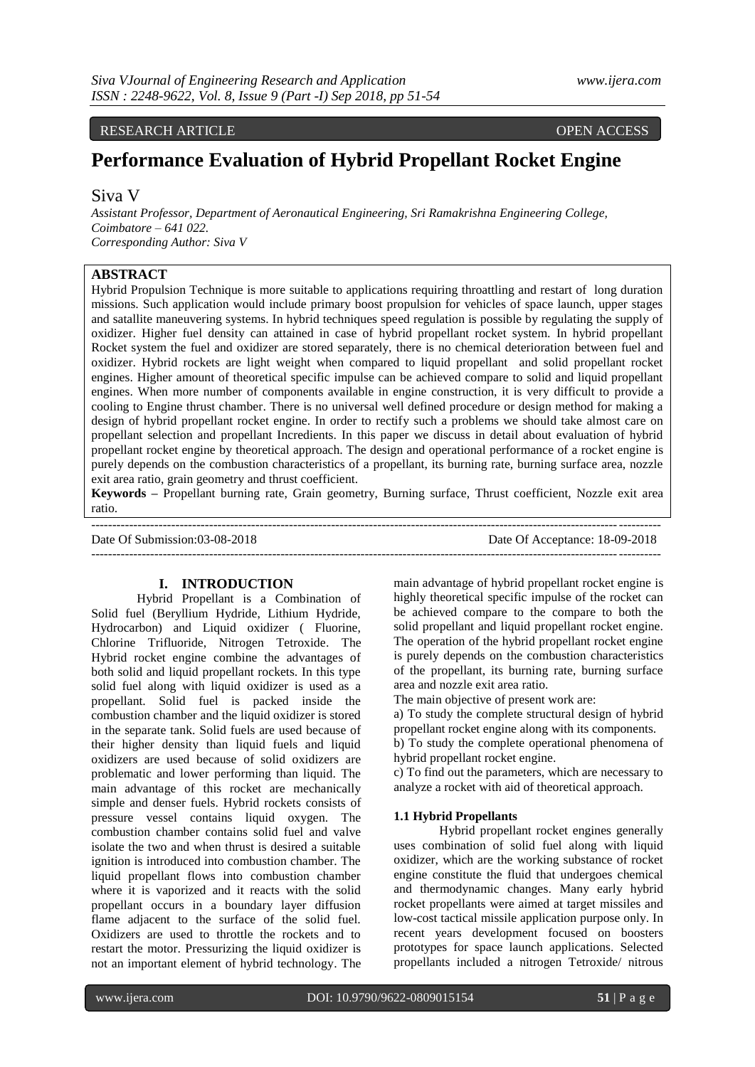RESEARCH ARTICLE OPEN ACCESS

# Performance Evaluation of Hybrid Propellant Rocket Engine

Siva V

*Assistant Professor, Department of Aeronautical Engineering, Sri Ramakrishna Engineering College, Coimbatore – 641 022.*
*Corresponding Author: Siva V*

## ABSTRACT

Hybrid Propulsion Technique is more suitable to applications requiring throattling and restart of long duration missions. Such application would include primary boost propulsion for vehicles of space launch, upper stages and satallite maneuvering systems. In hybrid techniques speed regulation is possible by regulating the supply of oxidizer. Higher fuel density can attained in case of hybrid propellant rocket system. In hybrid propellant Rocket system the fuel and oxidizer are stored separately, there is no chemical deterioration between fuel and oxidizer. Hybrid rockets are light weight when compared to liquid propellant and solid propellant rocket engines. Higher amount of theoretical specific impulse can be achieved compare to solid and liquid propellant engines. When more number of components available in engine construction, it is very difficult to provide a cooling to Engine thrust chamber. There is no universal well defined procedure or design method for making a design of hybrid propellant rocket engine. In order to rectify such a problems we should take almost care on propellant selection and propellant Incredients. In this paper we discuss in detail about evaluation of hybrid propellant rocket engine by theoretical approach. The design and operational performance of a rocket engine is purely depends on the combustion characteristics of a propellant, its burning rate, burning surface area, nozzle exit area ratio, grain geometry and thrust coefficient.

**Keywords –** Propellant burning rate, Grain geometry, Burning surface, Thrust coefficient, Nozzle exit area ratio.

Date Of Submission:03-08-2018 Date Of Acceptance: 18-09-2018

## I. INTRODUCTION

Hybrid Propellant is a Combination of Solid fuel (Beryllium Hydride, Lithium Hydride, Hydrocarbon) and Liquid oxidizer ( Fluorine, Chlorine Trifluoride, Nitrogen Tetroxide. The Hybrid rocket engine combine the advantages of both solid and liquid propellant rockets. In this type solid fuel along with liquid oxidizer is used as a propellant. Solid fuel is packed inside the combustion chamber and the liquid oxidizer is stored in the separate tank. Solid fuels are used because of their higher density than liquid fuels and liquid oxidizers are used because of solid oxidizers are problematic and lower performing than liquid. The main advantage of this rocket are mechanically simple and denser fuels. Hybrid rockets consists of pressure vessel contains liquid oxygen. The combustion chamber contains solid fuel and valve isolate the two and when thrust is desired a suitable ignition is introduced into combustion chamber. The liquid propellant flows into combustion chamber where it is vaporized and it reacts with the solid propellant occurs in a boundary layer diffusion flame adjacent to the surface of the solid fuel. Oxidizers are used to throttle the rockets and to restart the motor. Pressurizing the liquid oxidizer is not an important element of hybrid technology. The main advantage of hybrid propellant rocket engine is highly theoretical specific impulse of the rocket can be achieved compare to the compare to both the solid propellant and liquid propellant rocket engine. The operation of the hybrid propellant rocket engine is purely depends on the combustion characteristics of the propellant, its burning rate, burning surface area and nozzle exit area ratio.

The main objective of present work are:

a) To study the complete structural design of hybrid propellant rocket engine along with its components.

b) To study the complete operational phenomena of hybrid propellant rocket engine.

c) To find out the parameters, which are necessary to analyze a rocket with aid of theoretical approach.

### 1.1 Hybrid Propellants

Hybrid propellant rocket engines generally uses combination of solid fuel along with liquid oxidizer, which are the working substance of rocket engine constitute the fluid that undergoes chemical and thermodynamic changes. Many early hybrid rocket propellants were aimed at target missiles and low-cost tactical missile application purpose only. In recent years development focused on boosters prototypes for space launch applications. Selected propellants included a nitrogen Tetroxide/ nitrous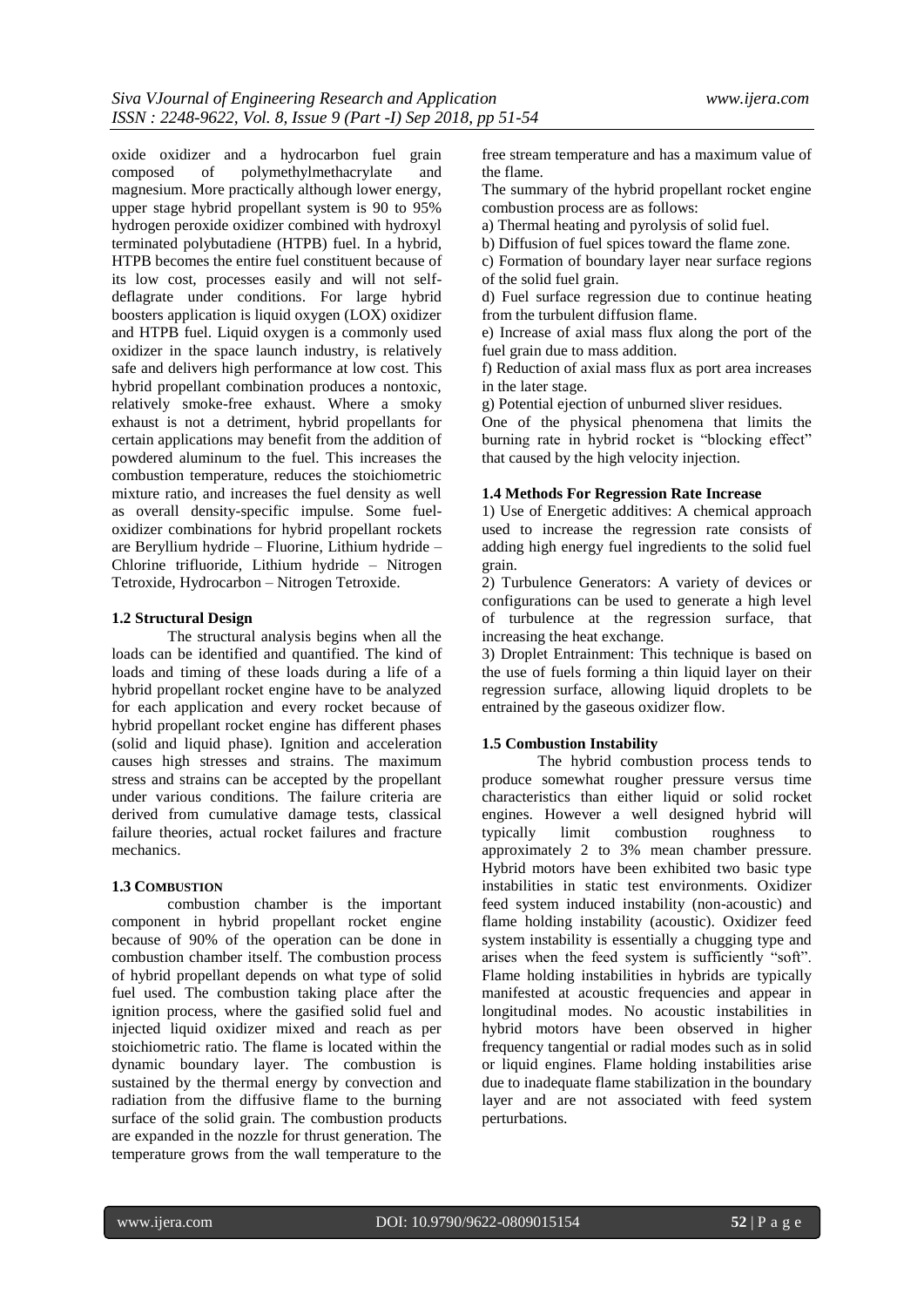oxide oxidizer and a hydrocarbon fuel grain composed of polymethylmethacrylate and magnesium. More practically although lower energy, upper stage hybrid propellant system is 90 to 95% hydrogen peroxide oxidizer combined with hydroxyl terminated polybutadiene (HTPB) fuel. In a hybrid, HTPB becomes the entire fuel constituent because of its low cost, processes easily and will not self-deflagrate under conditions. For large hybrid boosters application is liquid oxygen (LOX) oxidizer and HTPB fuel. Liquid oxygen is a commonly used oxidizer in the space launch industry, is relatively safe and delivers high performance at low cost. This hybrid propellant combination produces a nontoxic, relatively smoke-free exhaust. Where a smoky exhaust is not a detriment, hybrid propellants for certain applications may benefit from the addition of powdered aluminum to the fuel. This increases the combustion temperature, reduces the stoichiometric mixture ratio, and increases the fuel density as well as overall density-specific impulse. Some fuel-oxidizer combinations for hybrid propellant rockets are Beryllium hydride – Fluorine, Lithium hydride – Chlorine trifluoride, Lithium hydride – Nitrogen Tetroxide, Hydrocarbon – Nitrogen Tetroxide.

### 1.2 Structural Design

The structural analysis begins when all the loads can be identified and quantified. The kind of loads and timing of these loads during a life of a hybrid propellant rocket engine have to be analyzed for each application and every rocket because of hybrid propellant rocket engine has different phases (solid and liquid phase). Ignition and acceleration causes high stresses and strains. The maximum stress and strains can be accepted by the propellant under various conditions. The failure criteria are derived from cumulative damage tests, classical failure theories, actual rocket failures and fracture mechanics.

### 1.3 COMBUSTION

combustion chamber is the important component in hybrid propellant rocket engine because of 90% of the operation can be done in combustion chamber itself. The combustion process of hybrid propellant depends on what type of solid fuel used. The combustion taking place after the ignition process, where the gasified solid fuel and injected liquid oxidizer mixed and reach as per stoichiometric ratio. The flame is located within the dynamic boundary layer. The combustion is sustained by the thermal energy by convection and radiation from the diffusive flame to the burning surface of the solid grain. The combustion products are expanded in the nozzle for thrust generation. The temperature grows from the wall temperature to the free stream temperature and has a maximum value of the flame.

The summary of the hybrid propellant rocket engine combustion process are as follows:

a) Thermal heating and pyrolysis of solid fuel.

b) Diffusion of fuel spices toward the flame zone.

c) Formation of boundary layer near surface regions of the solid fuel grain.

d) Fuel surface regression due to continue heating from the turbulent diffusion flame.

e) Increase of axial mass flux along the port of the fuel grain due to mass addition.

f) Reduction of axial mass flux as port area increases in the later stage.

g) Potential ejection of unburned sliver residues.

One of the physical phenomena that limits the burning rate in hybrid rocket is "blocking effect" that caused by the high velocity injection.

### 1.4 Methods For Regression Rate Increase

1) Use of Energetic additives: A chemical approach used to increase the regression rate consists of adding high energy fuel ingredients to the solid fuel grain.

2) Turbulence Generators: A variety of devices or configurations can be used to generate a high level of turbulence at the regression surface, that increasing the heat exchange.

3) Droplet Entrainment: This technique is based on the use of fuels forming a thin liquid layer on their regression surface, allowing liquid droplets to be entrained by the gaseous oxidizer flow.

### 1.5 Combustion Instability

The hybrid combustion process tends to produce somewhat rougher pressure versus time characteristics than either liquid or solid rocket engines. However a well designed hybrid will typically limit combustion roughness to approximately 2 to 3% mean chamber pressure. Hybrid motors have been exhibited two basic type instabilities in static test environments. Oxidizer feed system induced instability (non-acoustic) and flame holding instability (acoustic). Oxidizer feed system instability is essentially a chugging type and arises when the feed system is sufficiently "soft". Flame holding instabilities in hybrids are typically manifested at acoustic frequencies and appear in longitudinal modes. No acoustic instabilities in hybrid motors have been observed in higher frequency tangential or radial modes such as in solid or liquid engines. Flame holding instabilities arise due to inadequate flame stabilization in the boundary layer and are not associated with feed system perturbations.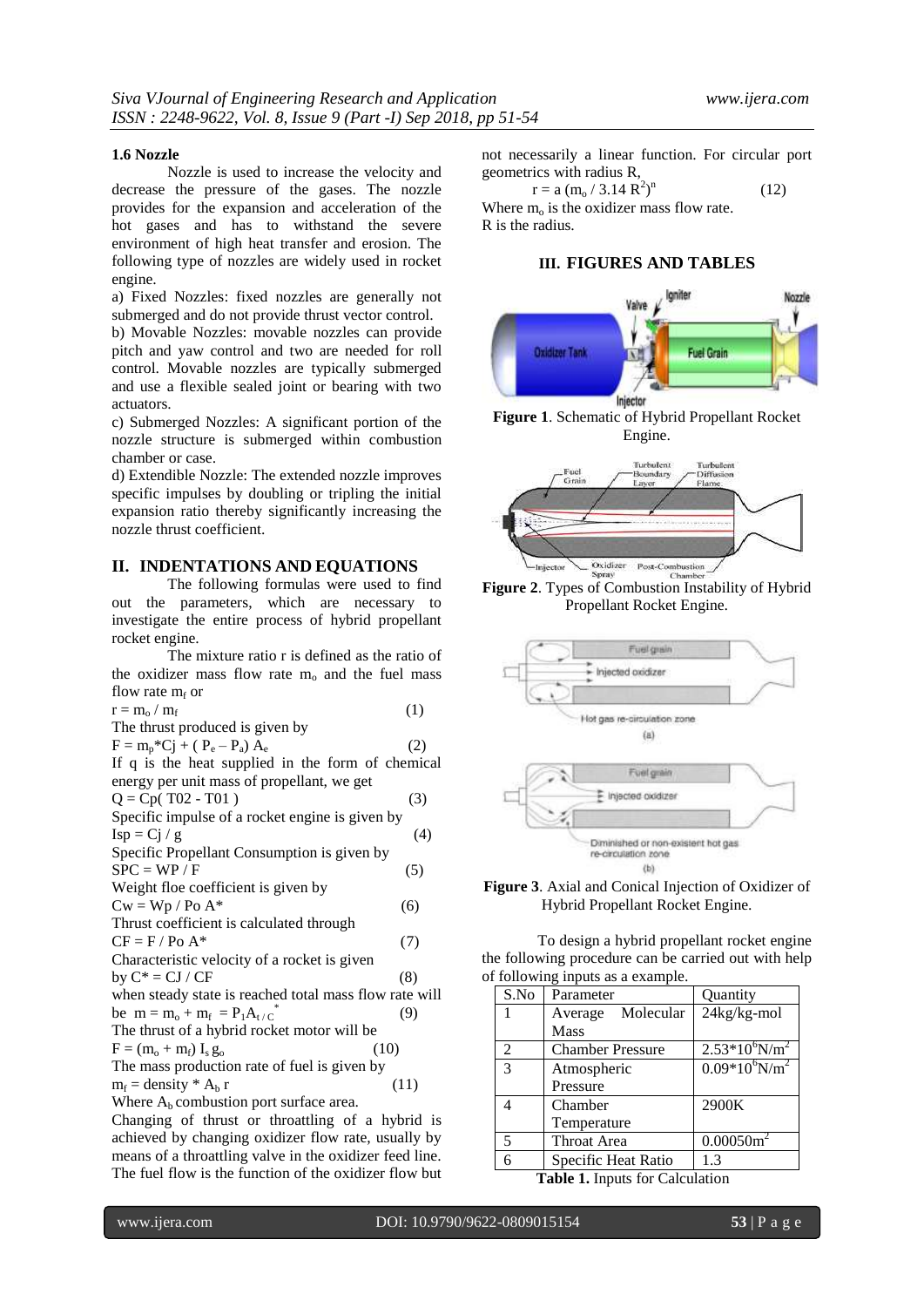### 1.6 Nozzle

Nozzle is used to increase the velocity and decrease the pressure of the gases. The nozzle provides for the expansion and acceleration of the hot gases and has to withstand the severe environment of high heat transfer and erosion. The following type of nozzles are widely used in rocket engine.

a) Fixed Nozzles: fixed nozzles are generally not submerged and do not provide thrust vector control.

b) Movable Nozzles: movable nozzles can provide pitch and yaw control and two are needed for roll control. Movable nozzles are typically submerged and use a flexible sealed joint or bearing with two actuators.

c) Submerged Nozzles: A significant portion of the nozzle structure is submerged within combustion chamber or case.

d) Extendible Nozzle: The extended nozzle improves specific impulses by doubling or tripling the initial expansion ratio thereby significantly increasing the nozzle thrust coefficient.

## II. INDENTATIONS AND EQUATIONS

The following formulas were used to find out the parameters, which are necessary to investigate the entire process of hybrid propellant rocket engine.

The mixture ratio r is defined as the ratio of the oxidizer mass flow rate $m_o$ and the fuel mass flow rate $m_f$ or

$$r = m_o / m_f \quad (1)$$

The thrust produced is given by

$$F = m_p * Cj + (P_e - P_a) A_e \quad (2)$$

If q is the heat supplied in the form of chemical energy per unit mass of propellant, we get

$$Q = Cp(T02 - T01) \quad (3)$$

Specific impulse of a rocket engine is given by

$$Isp = Cj / g \quad (4)$$

Specific Propellant Consumption is given by

$$SPC = WP / F \quad (5)$$

Weight floe coefficient is given by

$$Cw = Wp / Po A^* \quad (6)$$

Thrust coefficient is calculated through

$$CF = F / Po A^* \quad (7)$$

Characteristic velocity of a rocket is given by

$$C^* = CJ / CF \quad (8)$$

when steady state is reached total mass flow rate will be

$$m = m_o + m_f = P_1 A_{t/C}^* \quad (9)$$

The thrust of a hybrid rocket motor will be

$$F = (m_o + m_f) I_s g_o \quad (10)$$

The mass production rate of fuel is given by

$$m_f = density * A_b r \quad (11)$$

Where $A_b$ combustion port surface area.

Changing of thrust or throattling of a hybrid is achieved by changing oxidizer flow rate, usually by means of a throattling valve in the oxidizer feed line. The fuel flow is the function of the oxidizer flow but not necessarily a linear function. For circular port geometrics with radius R,

$$r = a (m_o / 3.14 R^2)^n \quad (12)$$

Where $m_o$ is the oxidizer mass flow rate.
R is the radius.

## III. FIGURES AND TABLES

**Figure 1**. Schematic of Hybrid Propellant Rocket Engine.

**Figure 2**. Types of Combustion Instability of Hybrid Propellant Rocket Engine.

**Figure 3**. Axial and Conical Injection of Oxidizer of Hybrid Propellant Rocket Engine.

To design a hybrid propellant rocket engine the following procedure can be carried out with help of following inputs as a example.

| S.No | Parameter | Quantity |
|---|---|---|
| 1 | Average Molecular Mass | 24kg/kg-mol |
| 2 | Chamber Pressure | $2.53*10^6 N/m^2$ |
| 3 | Atmospheric Pressure | $0.09*10^6 N/m^2$ |
| 4 | Chamber Temperature | 2900K |
| 5 | Throat Area | $0.00050 m^2$ |
| 6 | Specific Heat Ratio | 1.3 |

**Table 1.** Inputs for Calculation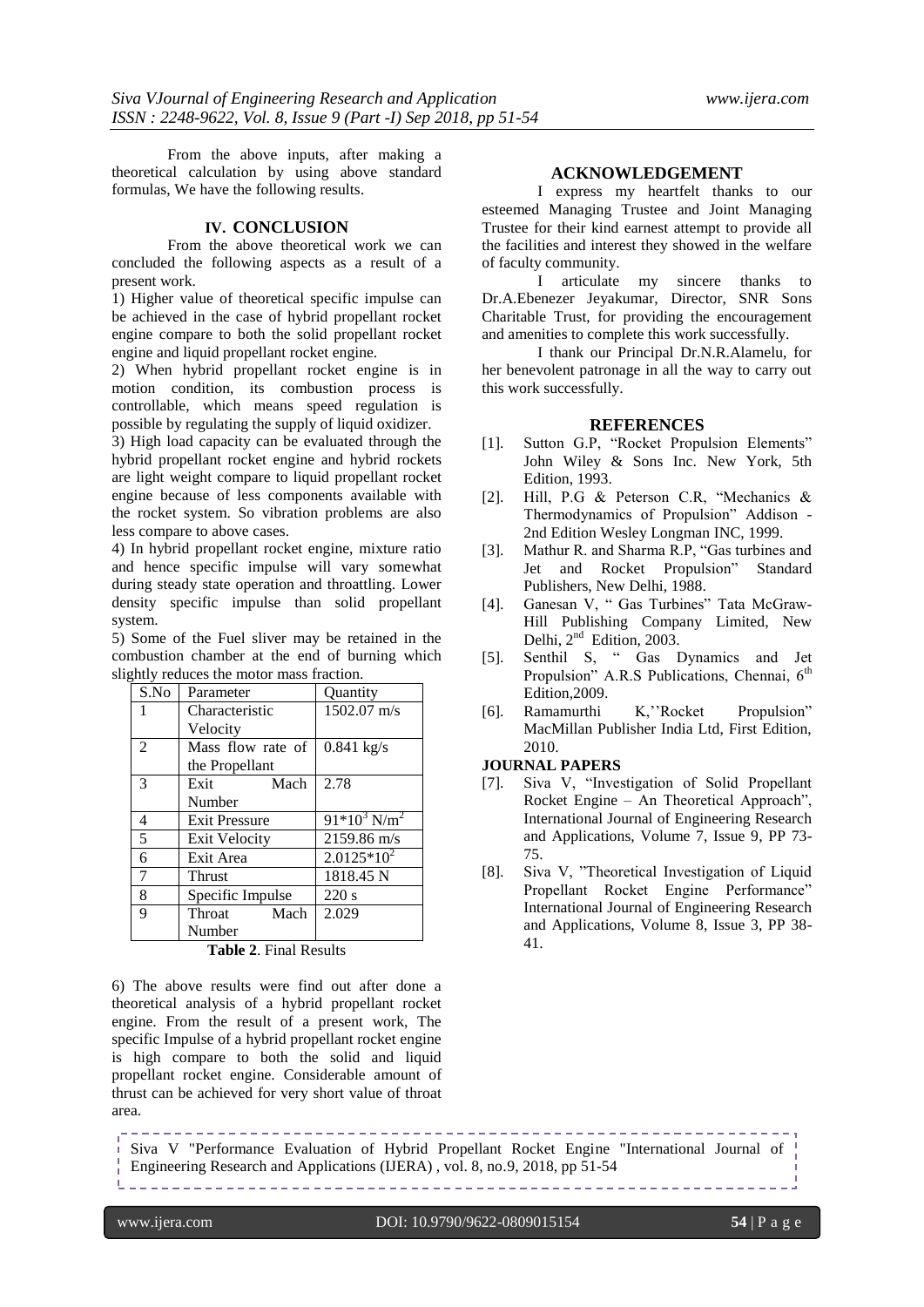From the above inputs, after making a theoretical calculation by using above standard formulas, We have the following results.

## IV. CONCLUSION

From the above theoretical work we can concluded the following aspects as a result of a present work.

1) Higher value of theoretical specific impulse can be achieved in the case of hybrid propellant rocket engine compare to both the solid propellant rocket engine and liquid propellant rocket engine.

2) When hybrid propellant rocket engine is in motion condition, its combustion process is controllable, which means speed regulation is possible by regulating the supply of liquid oxidizer.

3) High load capacity can be evaluated through the hybrid propellant rocket engine and hybrid rockets are light weight compare to liquid propellant rocket engine because of less components available with the rocket system. So vibration problems are also less compare to above cases.

4) In hybrid propellant rocket engine, mixture ratio and hence specific impulse will vary somewhat during steady state operation and throattling. Lower density specific impulse than solid propellant system.

5) Some of the Fuel sliver may be retained in the combustion chamber at the end of burning which slightly reduces the motor mass fraction.

| S.No | Parameter | Quantity |
|---|---|---|
| 1 | Characteristic Velocity | 1502.07 m/s |
| 2 | Mass flow rate of the Propellant | 0.841 kg/s |
| 3 | Exit Mach Number | 2.78 |
| 4 | Exit Pressure | $91*10^3$ N/m$^2$ |
| 5 | Exit Velocity | 2159.86 m/s |
| 6 | Exit Area | $2.0125*10^2$ |
| 7 | Thrust | 1818.45 N |
| 8 | Specific Impulse | 220 s |
| 9 | Throat Mach Number | 2.029 |

**Table 2**. Final Results

6) The above results were find out after done a theoretical analysis of a hybrid propellant rocket engine. From the result of a present work, The specific Impulse of a hybrid propellant rocket engine is high compare to both the solid and liquid propellant rocket engine. Considerable amount of thrust can be achieved for very short value of throat area.

## ACKNOWLEDGEMENT

I express my heartfelt thanks to our esteemed Managing Trustee and Joint Managing Trustee for their kind earnest attempt to provide all the facilities and interest they showed in the welfare of faculty community.

I articulate my sincere thanks to Dr.A.Ebenezer Jeyakumar, Director, SNR Sons Charitable Trust, for providing the encouragement and amenities to complete this work successfully.

I thank our Principal Dr.N.R.Alamelu, for her benevolent patronage in all the way to carry out this work successfully.

## REFERENCES

[1]. Sutton G.P, "Rocket Propulsion Elements" John Wiley & Sons Inc. New York, 5th Edition, 1993.

[2]. Hill, P.G & Peterson C.R, "Mechanics & Thermodynamics of Propulsion" Addison - 2nd Edition Wesley Longman INC, 1999.

[3]. Mathur R. and Sharma R.P, "Gas turbines and Jet and Rocket Propulsion" Standard Publishers, New Delhi, 1988.

[4]. Ganesan V, " Gas Turbines" Tata McGraw-Hill Publishing Company Limited, New Delhi, 2nd Edition, 2003.

[5]. Senthil S, " Gas Dynamics and Jet Propulsion" A.R.S Publications, Chennai, 6th Edition,2009.

[6]. Ramamurthi K,''Rocket Propulsion" MacMillan Publisher India Ltd, First Edition, 2010.

### JOURNAL PAPERS

[7]. Siva V, "Investigation of Solid Propellant Rocket Engine – An Theoretical Approach", International Journal of Engineering Research and Applications, Volume 7, Issue 9, PP 73-75.

[8]. Siva V, "Theoretical Investigation of Liquid Propellant Rocket Engine Performance" International Journal of Engineering Research and Applications, Volume 8, Issue 3, PP 38-41.

Siva V "Performance Evaluation of Hybrid Propellant Rocket Engine "International Journal of Engineering Research and Applications (IJERA) , vol. 8, no.9, 2018, pp 51-54